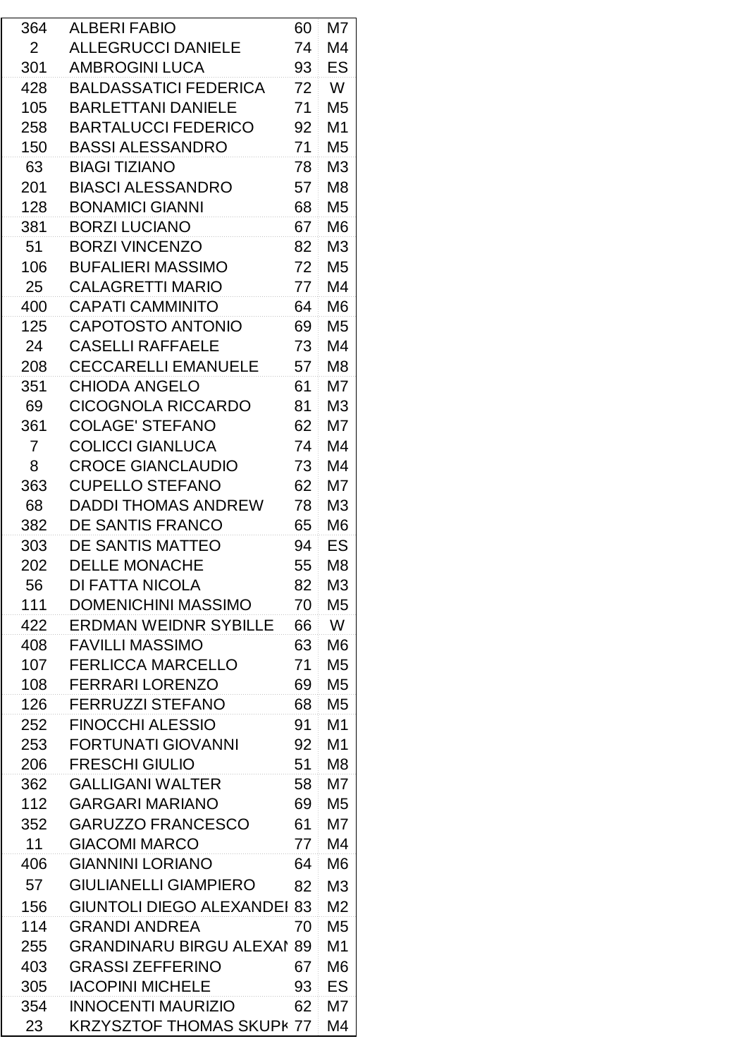| | | | |
|---|---|---|---|
| 364 | ALBERI FABIO | 60 | M7 |
| 2 | ALLEGRUCCI DANIELE | 74 | M4 |
| 301 | AMBROGINI LUCA | 93 | ES |
| 428 | BALDASSATICI FEDERICA | 72 | W |
| 105 | BARLETTANI DANIELE | 71 | M5 |
| 258 | BARTALUCCI FEDERICO | 92 | M1 |
| 150 | BASSI ALESSANDRO | 71 | M5 |
| 63 | BIAGI TIZIANO | 78 | M3 |
| 201 | BIASCI ALESSANDRO | 57 | M8 |
| 128 | BONAMICI GIANNI | 68 | M5 |
| 381 | BORZI LUCIANO | 67 | M6 |
| 51 | BORZI VINCENZO | 82 | M3 |
| 106 | BUFALIERI MASSIMO | 72 | M5 |
| 25 | CALAGRETTI MARIO | 77 | M4 |
| 400 | CAPATI CAMMINITO | 64 | M6 |
| 125 | CAPOTOSTO ANTONIO | 69 | M5 |
| 24 | CASELLI RAFFAELE | 73 | M4 |
| 208 | CECCARELLI EMANUELE | 57 | M8 |
| 351 | CHIODA ANGELO | 61 | M7 |
| 69 | CICOGNOLA RICCARDO | 81 | M3 |
| 361 | COLAGE' STEFANO | 62 | M7 |
| 7 | COLICCI GIANLUCA | 74 | M4 |
| 8 | CROCE GIANCLAUDIO | 73 | M4 |
| 363 | CUPELLO STEFANO | 62 | M7 |
| 68 | DADDI THOMAS ANDREW | 78 | M3 |
| 382 | DE SANTIS FRANCO | 65 | M6 |
| 303 | DE SANTIS MATTEO | 94 | ES |
| 202 | DELLE MONACHE | 55 | M8 |
| 56 | DI FATTA NICOLA | 82 | M3 |
| 111 | DOMENICHINI MASSIMO | 70 | M5 |
| 422 | ERDMAN WEIDNR SYBILLE | 66 | W |
| 408 | FAVILLI MASSIMO | 63 | M6 |
| 107 | FERLICCA MARCELLO | 71 | M5 |
| 108 | FERRARI LORENZO | 69 | M5 |
| 126 | FERRUZZI STEFANO | 68 | M5 |
| 252 | FINOCCHI ALESSIO | 91 | M1 |
| 253 | FORTUNATI GIOVANNI | 92 | M1 |
| 206 | FRESCHI GIULIO | 51 | M8 |
| 362 | GALLIGANI WALTER | 58 | M7 |
| 112 | GARGARI MARIANO | 69 | M5 |
| 352 | GARUZZO FRANCESCO | 61 | M7 |
| 11 | GIACOMI MARCO | 77 | M4 |
| 406 | GIANNINI LORIANO | 64 | M6 |
| 57 | GIULIANELLI GIAMPIERO | 82 | M3 |
| 156 | GIUNTOLI DIEGO ALEXANDEI | 83 | M2 |
| 114 | GRANDI ANDREA | 70 | M5 |
| 255 | GRANDINARU BIRGU ALEXAI | 89 | M1 |
| 403 | GRASSI ZEFFERINO | 67 | M6 |
| 305 | IACOPINI MICHELE | 93 | ES |
| 354 | INNOCENTI MAURIZIO | 62 | M7 |
| 23 | KRZYSZTOF THOMAS SKUPK | 77 | M4 |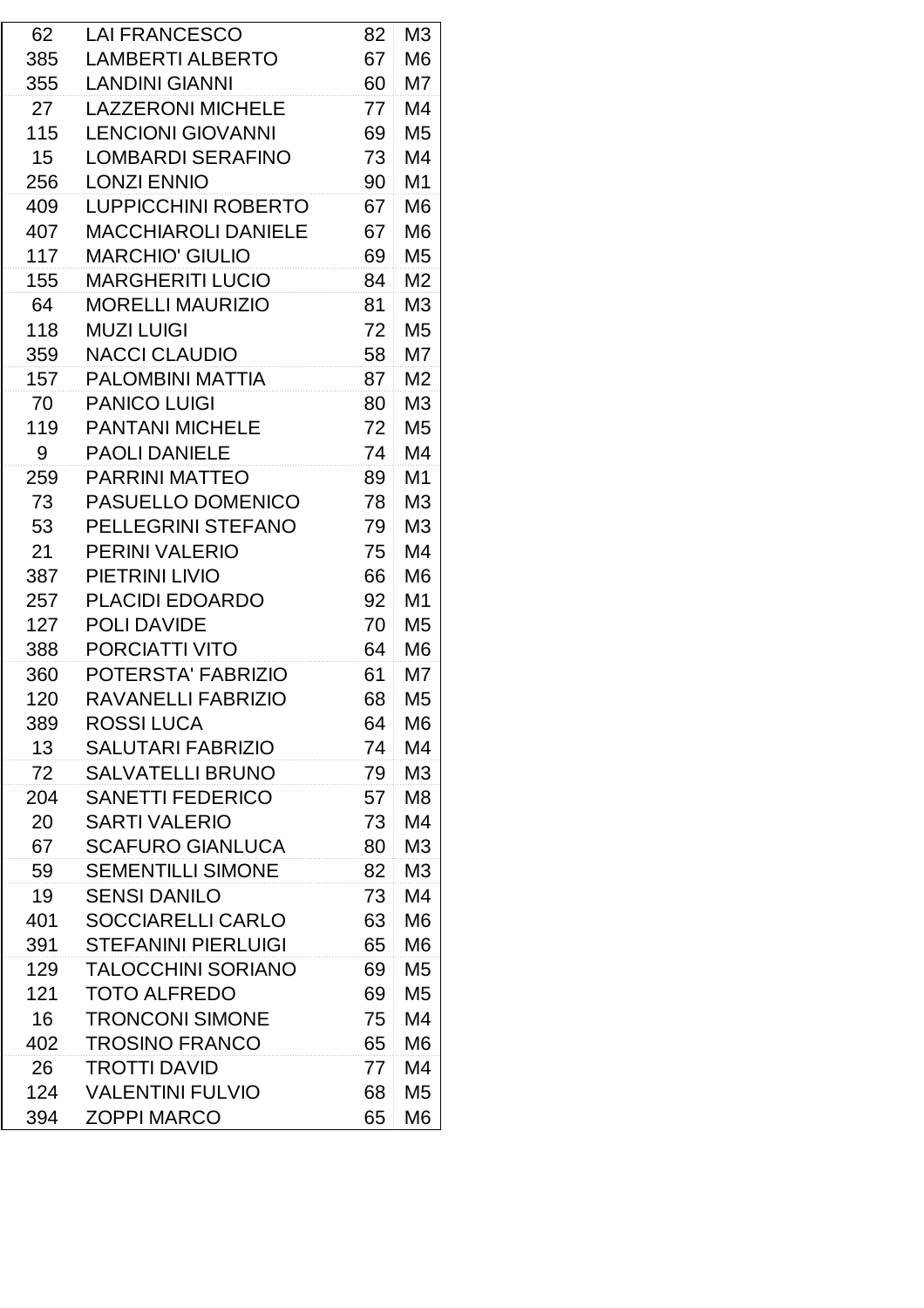| | | | |
|---|---|---|---|
| 62 | LAI FRANCESCO | 82 | M3 |
| 385 | LAMBERTI ALBERTO | 67 | M6 |
| 355 | LANDINI GIANNI | 60 | M7 |
| 27 | LAZZERONI MICHELE | 77 | M4 |
| 115 | LENCIONI GIOVANNI | 69 | M5 |
| 15 | LOMBARDI SERAFINO | 73 | M4 |
| 256 | LONZI ENNIO | 90 | M1 |
| 409 | LUPPICCHINI ROBERTO | 67 | M6 |
| 407 | MACCHIAROLI DANIELE | 67 | M6 |
| 117 | MARCHIO' GIULIO | 69 | M5 |
| 155 | MARGHERITI LUCIO | 84 | M2 |
| 64 | MORELLI MAURIZIO | 81 | M3 |
| 118 | MUZI LUIGI | 72 | M5 |
| 359 | NACCI CLAUDIO | 58 | M7 |
| 157 | PALOMBINI MATTIA | 87 | M2 |
| 70 | PANICO LUIGI | 80 | M3 |
| 119 | PANTANI MICHELE | 72 | M5 |
| 9 | PAOLI DANIELE | 74 | M4 |
| 259 | PARRINI MATTEO | 89 | M1 |
| 73 | PASUELLO DOMENICO | 78 | M3 |
| 53 | PELLEGRINI STEFANO | 79 | M3 |
| 21 | PERINI VALERIO | 75 | M4 |
| 387 | PIETRINI LIVIO | 66 | M6 |
| 257 | PLACIDI EDOARDO | 92 | M1 |
| 127 | POLI DAVIDE | 70 | M5 |
| 388 | PORCIATTI VITO | 64 | M6 |
| 360 | POTERSTA' FABRIZIO | 61 | M7 |
| 120 | RAVANELLI FABRIZIO | 68 | M5 |
| 389 | ROSSI LUCA | 64 | M6 |
| 13 | SALUTARI FABRIZIO | 74 | M4 |
| 72 | SALVATELLI BRUNO | 79 | M3 |
| 204 | SANETTI FEDERICO | 57 | M8 |
| 20 | SARTI VALERIO | 73 | M4 |
| 67 | SCAFURO GIANLUCA | 80 | M3 |
| 59 | SEMENTILLI SIMONE | 82 | M3 |
| 19 | SENSI DANILO | 73 | M4 |
| 401 | SOCCIARELLI CARLO | 63 | M6 |
| 391 | STEFANINI PIERLUIGI | 65 | M6 |
| 129 | TALOCCHINI SORIANO | 69 | M5 |
| 121 | TOTO ALFREDO | 69 | M5 |
| 16 | TRONCONI SIMONE | 75 | M4 |
| 402 | TROSINO FRANCO | 65 | M6 |
| 26 | TROTTI DAVID | 77 | M4 |
| 124 | VALENTINI FULVIO | 68 | M5 |
| 394 | ZOPPI MARCO | 65 | M6 |